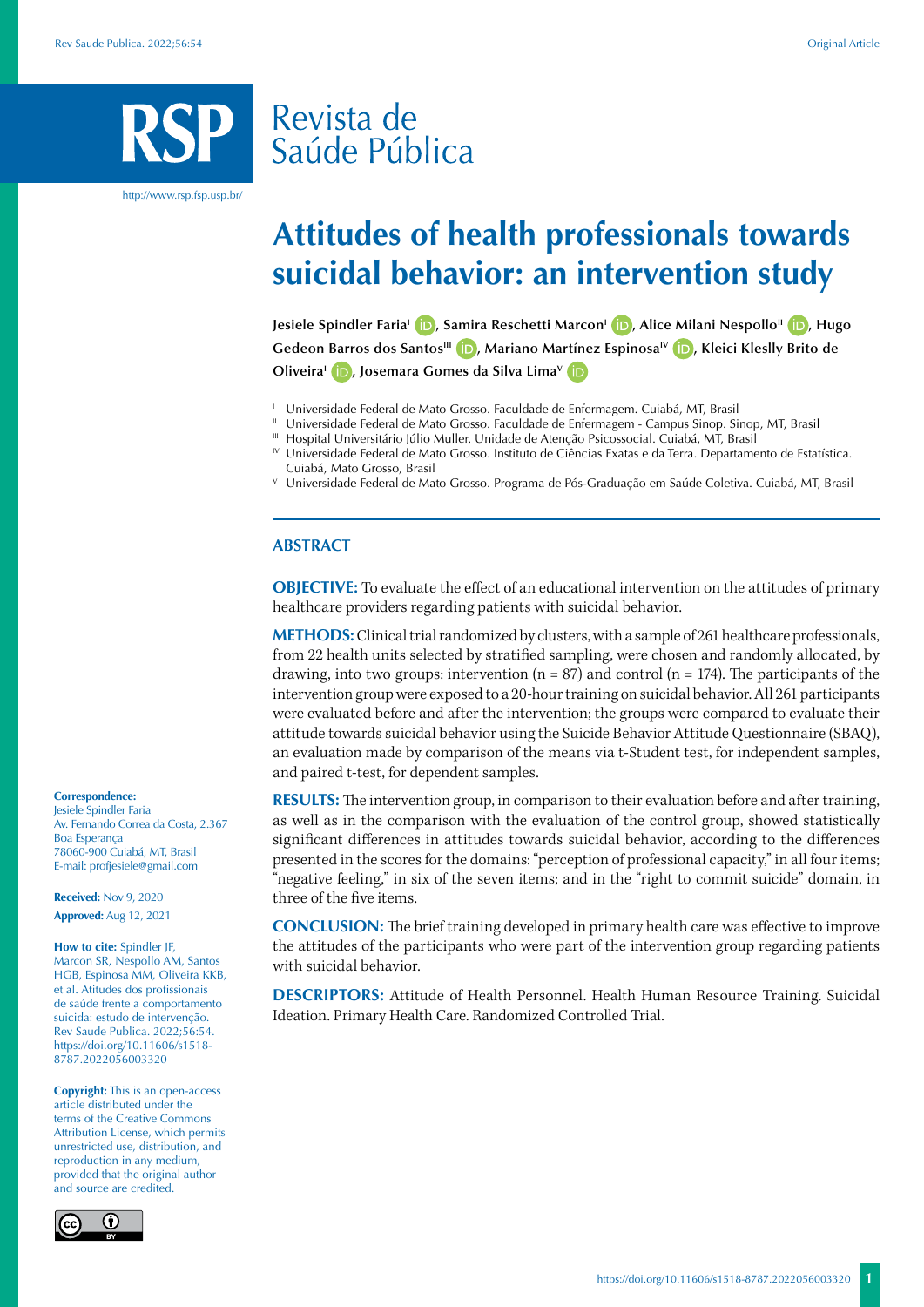# Attitudes of health professionals towards suicidal behavior: an intervention study

Jesiele Spindler Faria[I], Samira Reschetti Marcon[I], Alice Milani Nespollo[II], Hugo Gedeon Barros dos Santos[III], Mariano Martínez Espinosa[IV], Kleici Kleslly Brito de Oliveira[I], Josemara Gomes da Silva Lima[V]

[I] Universidade Federal de Mato Grosso. Faculdade de Enfermagem. Cuiabá, MT, Brasil
[II] Universidade Federal de Mato Grosso. Faculdade de Enfermagem - Campus Sinop. Sinop, MT, Brasil
[III] Hospital Universitário Júlio Muller. Unidade de Atenção Psicossocial. Cuiabá, MT, Brasil
[IV] Universidade Federal de Mato Grosso. Instituto de Ciências Exatas e da Terra. Departamento de Estatística. Cuiabá, Mato Grosso, Brasil
[V] Universidade Federal de Mato Grosso. Programa de Pós-Graduação em Saúde Coletiva. Cuiabá, MT, Brasil

## ABSTRACT

**OBJECTIVE:** To evaluate the effect of an educational intervention on the attitudes of primary healthcare providers regarding patients with suicidal behavior.

**METHODS:** Clinical trial randomized by clusters, with a sample of 261 healthcare professionals, from 22 health units selected by stratified sampling, were chosen and randomly allocated, by drawing, into two groups: intervention (n = 87) and control (n = 174). The participants of the intervention group were exposed to a 20-hour training on suicidal behavior. All 261 participants were evaluated before and after the intervention; the groups were compared to evaluate their attitude towards suicidal behavior using the Suicide Behavior Attitude Questionnaire (SBAQ), an evaluation made by comparison of the means via t-Student test, for independent samples, and paired t-test, for dependent samples.

**RESULTS:** The intervention group, in comparison to their evaluation before and after training, as well as in the comparison with the evaluation of the control group, showed statistically significant differences in attitudes towards suicidal behavior, according to the differences presented in the scores for the domains: "perception of professional capacity," in all four items; "negative feeling," in six of the seven items; and in the "right to commit suicide" domain, in three of the five items.

**CONCLUSION:** The brief training developed in primary health care was effective to improve the attitudes of the participants who were part of the intervention group regarding patients with suicidal behavior.

**DESCRIPTORS:** Attitude of Health Personnel. Health Human Resource Training. Suicidal Ideation. Primary Health Care. Randomized Controlled Trial.

**Correspondence:**
Jesiele Spindler Faria
Av. Fernando Correa da Costa, 2.367
Boa Esperança
78060-900 Cuiabá, MT, Brasil
E-mail: profjesiele@gmail.com

**Received:** Nov 9, 2020
**Approved:** Aug 12, 2021

**How to cite:** Spindler JF, Marcon SR, Nespollo AM, Santos HGB, Espinosa MM, Oliveira KKB, et al. Atitudes dos profissionais de saúde frente a comportamento suicida: estudo de intervenção. Rev Saude Publica. 2022;56:54. https://doi.org/10.11606/s1518-8787.2022056003320

**Copyright:** This is an open-access article distributed under the terms of the Creative Commons Attribution License, which permits unrestricted use, distribution, and reproduction in any medium, provided that the original author and source are credited.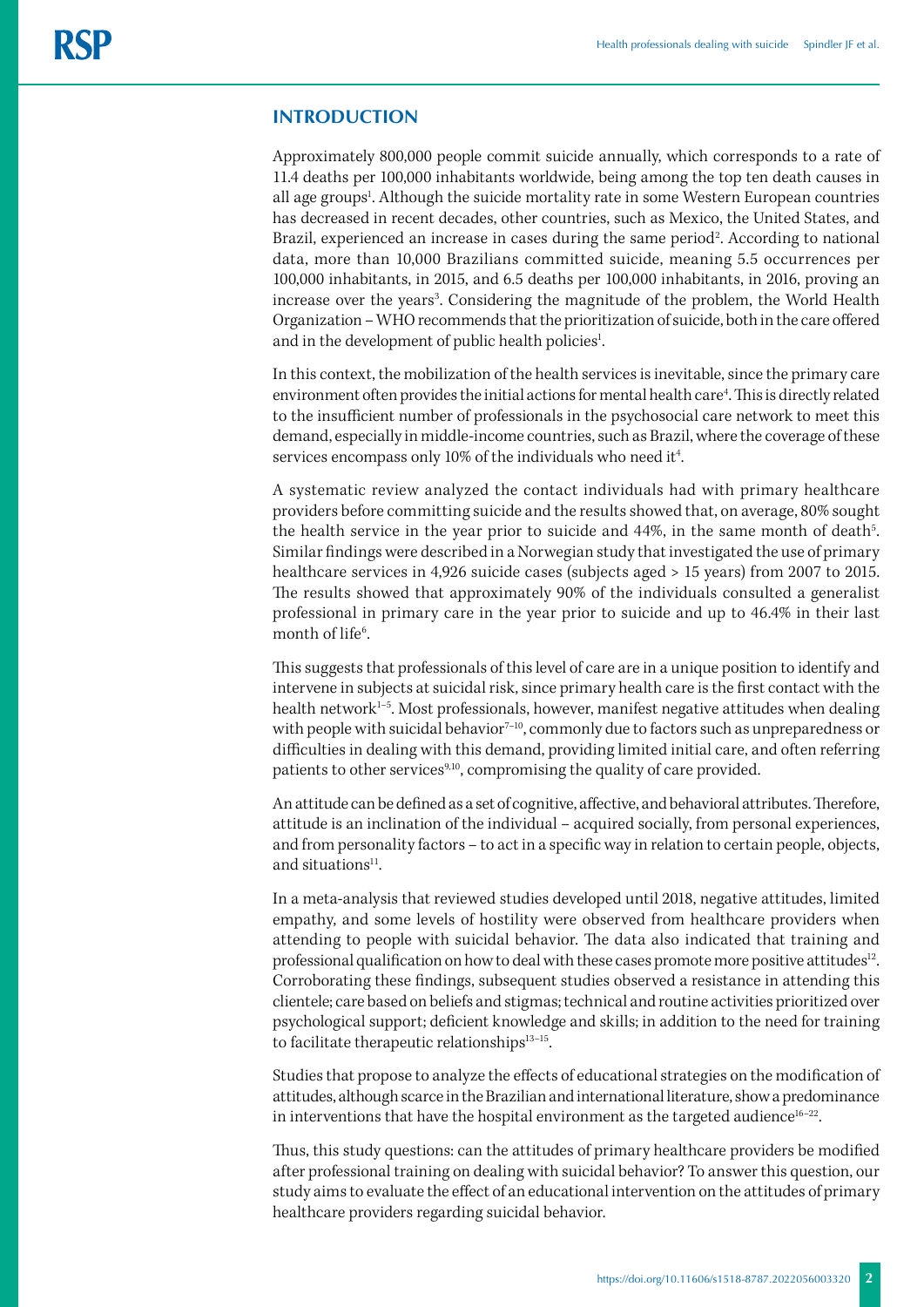## INTRODUCTION

Approximately 800,000 people commit suicide annually, which corresponds to a rate of 11.4 deaths per 100,000 inhabitants worldwide, being among the top ten death causes in all age groups[1]. Although the suicide mortality rate in some Western European countries has decreased in recent decades, other countries, such as Mexico, the United States, and Brazil, experienced an increase in cases during the same period[2]. According to national data, more than 10,000 Brazilians committed suicide, meaning 5.5 occurrences per 100,000 inhabitants, in 2015, and 6.5 deaths per 100,000 inhabitants, in 2016, proving an increase over the years[3]. Considering the magnitude of the problem, the World Health Organization – WHO recommends that the prioritization of suicide, both in the care offered and in the development of public health policies[1].

In this context, the mobilization of the health services is inevitable, since the primary care environment often provides the initial actions for mental health care[4]. This is directly related to the insufficient number of professionals in the psychosocial care network to meet this demand, especially in middle-income countries, such as Brazil, where the coverage of these services encompass only 10% of the individuals who need it[4].

A systematic review analyzed the contact individuals had with primary healthcare providers before committing suicide and the results showed that, on average, 80% sought the health service in the year prior to suicide and 44%, in the same month of death[5]. Similar findings were described in a Norwegian study that investigated the use of primary healthcare services in 4,926 suicide cases (subjects aged > 15 years) from 2007 to 2015. The results showed that approximately 90% of the individuals consulted a generalist professional in primary care in the year prior to suicide and up to 46.4% in their last month of life[6].

This suggests that professionals of this level of care are in a unique position to identify and intervene in subjects at suicidal risk, since primary health care is the first contact with the health network[1–5]. Most professionals, however, manifest negative attitudes when dealing with people with suicidal behavior[7–10], commonly due to factors such as unpreparedness or difficulties in dealing with this demand, providing limited initial care, and often referring patients to other services[9,10], compromising the quality of care provided.

An attitude can be defined as a set of cognitive, affective, and behavioral attributes. Therefore, attitude is an inclination of the individual – acquired socially, from personal experiences, and from personality factors – to act in a specific way in relation to certain people, objects, and situations[11].

In a meta-analysis that reviewed studies developed until 2018, negative attitudes, limited empathy, and some levels of hostility were observed from healthcare providers when attending to people with suicidal behavior. The data also indicated that training and professional qualification on how to deal with these cases promote more positive attitudes[12]. Corroborating these findings, subsequent studies observed a resistance in attending this clientele; care based on beliefs and stigmas; technical and routine activities prioritized over psychological support; deficient knowledge and skills; in addition to the need for training to facilitate therapeutic relationships[13–15].

Studies that propose to analyze the effects of educational strategies on the modification of attitudes, although scarce in the Brazilian and international literature, show a predominance in interventions that have the hospital environment as the targeted audience[16–22].

Thus, this study questions: can the attitudes of primary healthcare providers be modified after professional training on dealing with suicidal behavior? To answer this question, our study aims to evaluate the effect of an educational intervention on the attitudes of primary healthcare providers regarding suicidal behavior.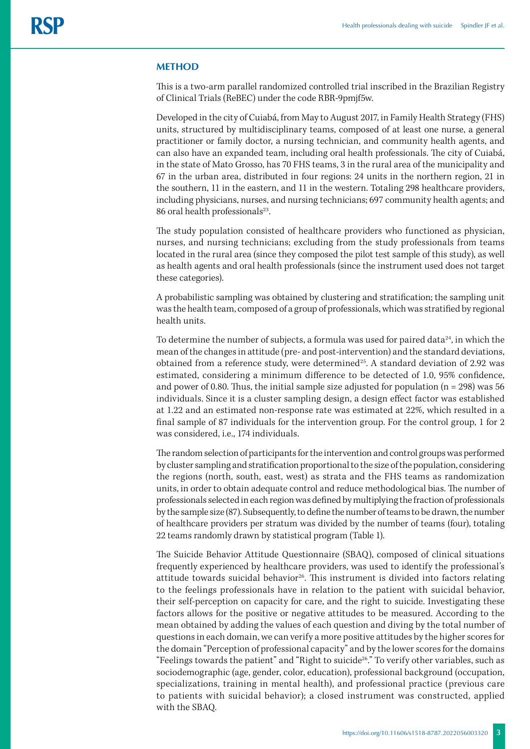## METHOD

This is a two-arm parallel randomized controlled trial inscribed in the Brazilian Registry of Clinical Trials (ReBEC) under the code RBR-9pmjf5w.

Developed in the city of Cuiabá, from May to August 2017, in Family Health Strategy (FHS) units, structured by multidisciplinary teams, composed of at least one nurse, a general practitioner or family doctor, a nursing technician, and community health agents, and can also have an expanded team, including oral health professionals. The city of Cuiabá, in the state of Mato Grosso, has 70 FHS teams, 3 in the rural area of the municipality and 67 in the urban area, distributed in four regions: 24 units in the northern region, 21 in the southern, 11 in the eastern, and 11 in the western. Totaling 298 healthcare providers, including physicians, nurses, and nursing technicians; 697 community health agents; and 86 oral health professionals[23].

The study population consisted of healthcare providers who functioned as physician, nurses, and nursing technicians; excluding from the study professionals from teams located in the rural area (since they composed the pilot test sample of this study), as well as health agents and oral health professionals (since the instrument used does not target these categories).

A probabilistic sampling was obtained by clustering and stratification; the sampling unit was the health team, composed of a group of professionals, which was stratified by regional health units.

To determine the number of subjects, a formula was used for paired data[24], in which the mean of the changes in attitude (pre- and post-intervention) and the standard deviations, obtained from a reference study, were determined[25]. A standard deviation of 2.92 was estimated, considering a minimum difference to be detected of 1.0, 95% confidence, and power of 0.80. Thus, the initial sample size adjusted for population (n = 298) was 56 individuals. Since it is a cluster sampling design, a design effect factor was established at 1.22 and an estimated non-response rate was estimated at 22%, which resulted in a final sample of 87 individuals for the intervention group. For the control group, 1 for 2 was considered, i.e., 174 individuals.

The random selection of participants for the intervention and control groups was performed by cluster sampling and stratification proportional to the size of the population, considering the regions (north, south, east, west) as strata and the FHS teams as randomization units, in order to obtain adequate control and reduce methodological bias. The number of professionals selected in each region was defined by multiplying the fraction of professionals by the sample size (87). Subsequently, to define the number of teams to be drawn, the number of healthcare providers per stratum was divided by the number of teams (four), totaling 22 teams randomly drawn by statistical program (Table 1).

The Suicide Behavior Attitude Questionnaire (SBAQ), composed of clinical situations frequently experienced by healthcare providers, was used to identify the professional's attitude towards suicidal behavior[26]. This instrument is divided into factors relating to the feelings professionals have in relation to the patient with suicidal behavior, their self-perception on capacity for care, and the right to suicide. Investigating these factors allows for the positive or negative attitudes to be measured. According to the mean obtained by adding the values of each question and diving by the total number of questions in each domain, we can verify a more positive attitudes by the higher scores for the domain "Perception of professional capacity" and by the lower scores for the domains "Feelings towards the patient" and "Right to suicide[26]." To verify other variables, such as sociodemographic (age, gender, color, education), professional background (occupation, specializations, training in mental health), and professional practice (previous care to patients with suicidal behavior); a closed instrument was constructed, applied with the SBAQ.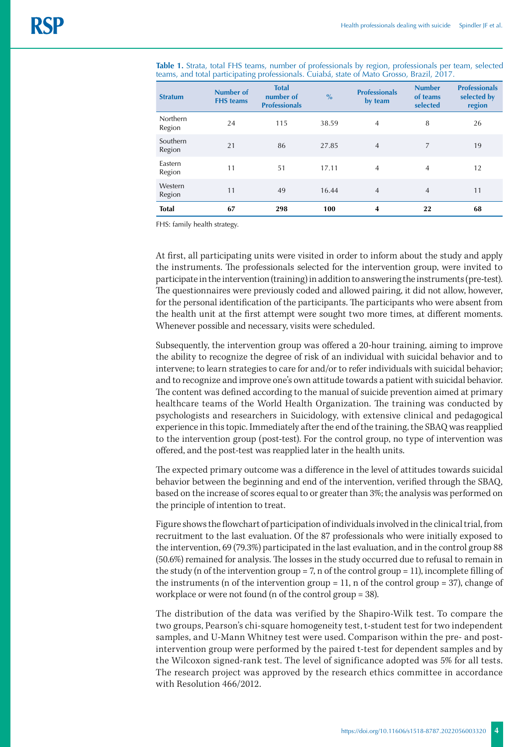**Table 1.** Strata, total FHS teams, number of professionals by region, professionals per team, selected teams, and total participating professionals. Cuiabá, state of Mato Grosso, Brazil, 2017.

| Stratum | Number of FHS teams | Total number of Professionals | % | Professionals by team | Number of teams selected | Professionals selected by region |
|---|---|---|---|---|---|---|
| Northern Region | 24 | 115 | 38.59 | 4 | 8 | 26 |
| Southern Region | 21 | 86 | 27.85 | 4 | 7 | 19 |
| Eastern Region | 11 | 51 | 17.11 | 4 | 4 | 12 |
| Western Region | 11 | 49 | 16.44 | 4 | 4 | 11 |
| **Total** | **67** | **298** | **100** | **4** | **22** | **68** |

FHS: family health strategy.

At first, all participating units were visited in order to inform about the study and apply the instruments. The professionals selected for the intervention group, were invited to participate in the intervention (training) in addition to answering the instruments (pre-test). The questionnaires were previously coded and allowed pairing, it did not allow, however, for the personal identification of the participants. The participants who were absent from the health unit at the first attempt were sought two more times, at different moments. Whenever possible and necessary, visits were scheduled.

Subsequently, the intervention group was offered a 20-hour training, aiming to improve the ability to recognize the degree of risk of an individual with suicidal behavior and to intervene; to learn strategies to care for and/or to refer individuals with suicidal behavior; and to recognize and improve one's own attitude towards a patient with suicidal behavior. The content was defined according to the manual of suicide prevention aimed at primary healthcare teams of the World Health Organization. The training was conducted by psychologists and researchers in Suicidology, with extensive clinical and pedagogical experience in this topic. Immediately after the end of the training, the SBAQ was reapplied to the intervention group (post-test). For the control group, no type of intervention was offered, and the post-test was reapplied later in the health units.

The expected primary outcome was a difference in the level of attitudes towards suicidal behavior between the beginning and end of the intervention, verified through the SBAQ, based on the increase of scores equal to or greater than 3%; the analysis was performed on the principle of intention to treat.

Figure shows the flowchart of participation of individuals involved in the clinical trial, from recruitment to the last evaluation. Of the 87 professionals who were initially exposed to the intervention, 69 (79.3%) participated in the last evaluation, and in the control group 88 (50.6%) remained for analysis. The losses in the study occurred due to refusal to remain in the study (n of the intervention group = 7, n of the control group = 11), incomplete filling of the instruments (n of the intervention group = 11, n of the control group = 37), change of workplace or were not found (n of the control group = 38).

The distribution of the data was verified by the Shapiro-Wilk test. To compare the two groups, Pearson's chi-square homogeneity test, t-student test for two independent samples, and U-Mann Whitney test were used. Comparison within the pre- and post-intervention group were performed by the paired t-test for dependent samples and by the Wilcoxon signed-rank test. The level of significance adopted was 5% for all tests. The research project was approved by the research ethics committee in accordance with Resolution 466/2012.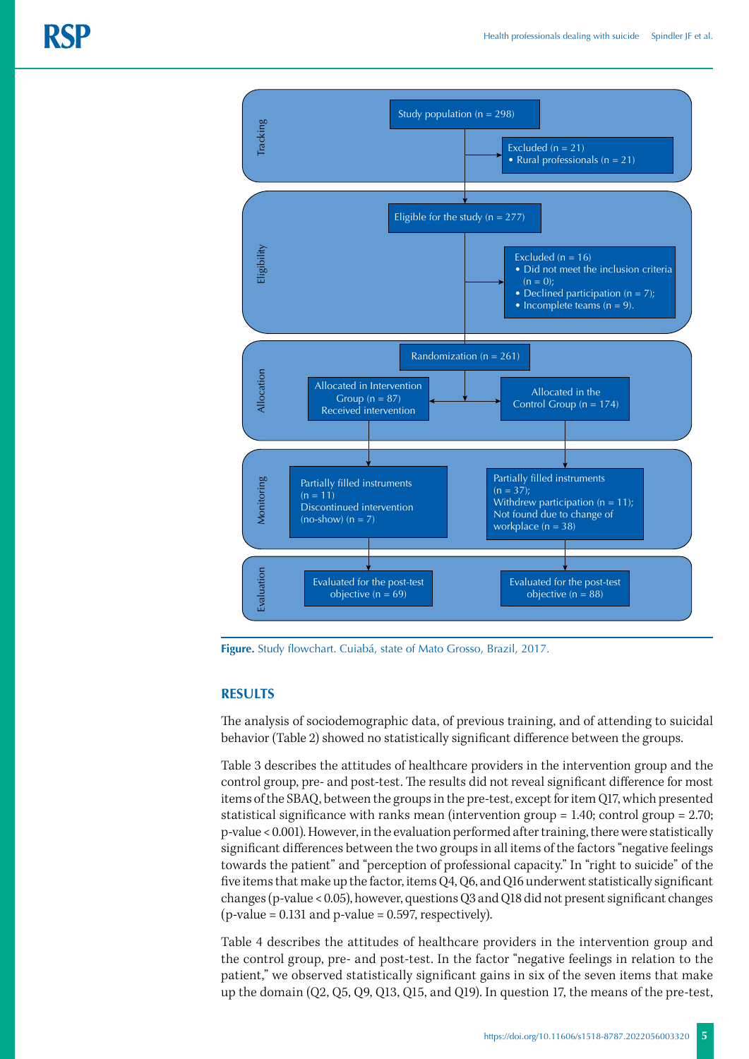Tracking

Study population (n = 298)

Excluded (n = 21)
- Rural professionals (n = 21)

Eligibility

Eligible for the study (n = 277)

Excluded (n = 16)
- Did not meet the inclusion criteria (n = 0);
- Declined participation (n = 7);
- Incomplete teams (n = 9).

Allocation

Randomization (n = 261)

Allocated in Intervention Group (n = 87) Received intervention

Allocated in the Control Group (n = 174)

Monitoring

Partially filled instruments (n = 11)
Discontinued intervention (no-show) (n = 7)

Partially filled instruments (n = 37);
Withdrew participation (n = 11);
Not found due to change of workplace (n = 38)

Evaluation

Evaluated for the post-test objective (n = 69)

Evaluated for the post-test objective (n = 88)

**Figure.** Study flowchart. Cuiabá, state of Mato Grosso, Brazil, 2017.

## RESULTS

The analysis of sociodemographic data, of previous training, and of attending to suicidal behavior (Table 2) showed no statistically significant difference between the groups.

Table 3 describes the attitudes of healthcare providers in the intervention group and the control group, pre- and post-test. The results did not reveal significant difference for most items of the SBAQ, between the groups in the pre-test, except for item Q17, which presented statistical significance with ranks mean (intervention group = 1.40; control group = 2.70; p-value < 0.001). However, in the evaluation performed after training, there were statistically significant differences between the two groups in all items of the factors "negative feelings towards the patient" and "perception of professional capacity." In "right to suicide" of the five items that make up the factor, items Q4, Q6, and Q16 underwent statistically significant changes (p-value < 0.05), however, questions Q3 and Q18 did not present significant changes (p-value = 0.131 and p-value = 0.597, respectively).

Table 4 describes the attitudes of healthcare providers in the intervention group and the control group, pre- and post-test. In the factor "negative feelings in relation to the patient," we observed statistically significant gains in six of the seven items that make up the domain (Q2, Q5, Q9, Q13, Q15, and Q19). In question 17, the means of the pre-test,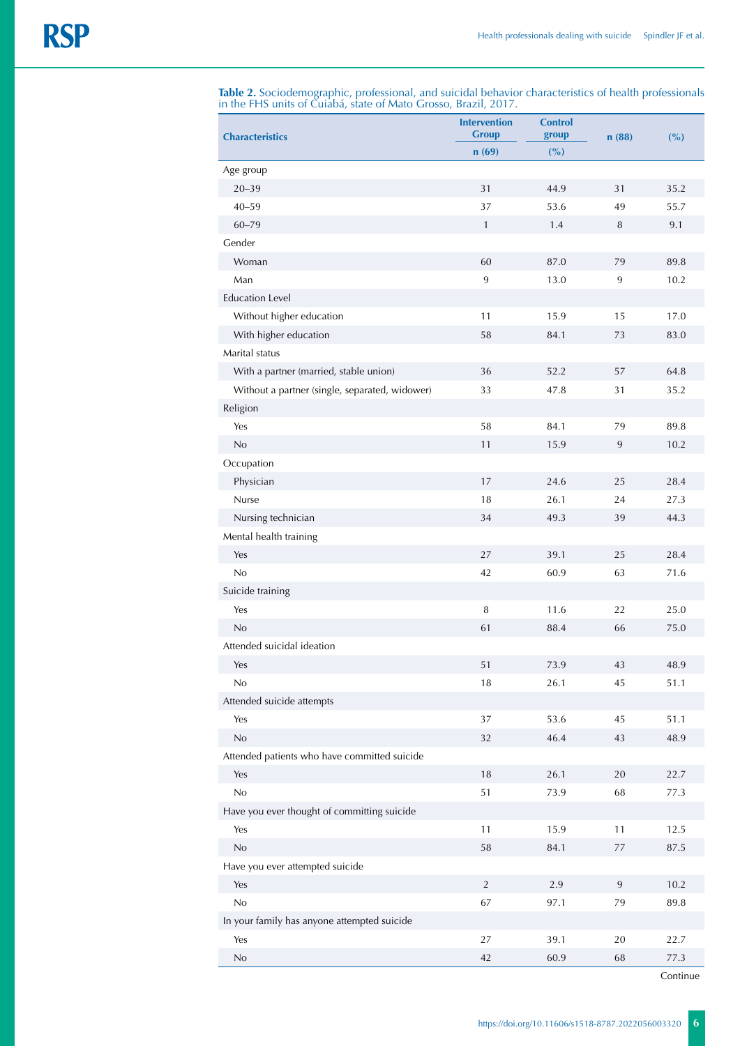**Table 2.** Sociodemographic, professional, and suicidal behavior characteristics of health professionals in the FHS units of Cuiabá, state of Mato Grosso, Brazil, 2017.

| Characteristics | Intervention Group | Control group | n (88) | (%) |
|---|---|---|---|---|
| | n (69) | (%) | | |
| Age group | | | | |
| 20–39 | 31 | 44.9 | 31 | 35.2 |
| 40–59 | 37 | 53.6 | 49 | 55.7 |
| 60–79 | 1 | 1.4 | 8 | 9.1 |
| Gender | | | | |
| Woman | 60 | 87.0 | 79 | 89.8 |
| Man | 9 | 13.0 | 9 | 10.2 |
| Education Level | | | | |
| Without higher education | 11 | 15.9 | 15 | 17.0 |
| With higher education | 58 | 84.1 | 73 | 83.0 |
| Marital status | | | | |
| With a partner (married, stable union) | 36 | 52.2 | 57 | 64.8 |
| Without a partner (single, separated, widower) | 33 | 47.8 | 31 | 35.2 |
| Religion | | | | |
| Yes | 58 | 84.1 | 79 | 89.8 |
| No | 11 | 15.9 | 9 | 10.2 |
| Occupation | | | | |
| Physician | 17 | 24.6 | 25 | 28.4 |
| Nurse | 18 | 26.1 | 24 | 27.3 |
| Nursing technician | 34 | 49.3 | 39 | 44.3 |
| Mental health training | | | | |
| Yes | 27 | 39.1 | 25 | 28.4 |
| No | 42 | 60.9 | 63 | 71.6 |
| Suicide training | | | | |
| Yes | 8 | 11.6 | 22 | 25.0 |
| No | 61 | 88.4 | 66 | 75.0 |
| Attended suicidal ideation | | | | |
| Yes | 51 | 73.9 | 43 | 48.9 |
| No | 18 | 26.1 | 45 | 51.1 |
| Attended suicide attempts | | | | |
| Yes | 37 | 53.6 | 45 | 51.1 |
| No | 32 | 46.4 | 43 | 48.9 |
| Attended patients who have committed suicide | | | | |
| Yes | 18 | 26.1 | 20 | 22.7 |
| No | 51 | 73.9 | 68 | 77.3 |
| Have you ever thought of committing suicide | | | | |
| Yes | 11 | 15.9 | 11 | 12.5 |
| No | 58 | 84.1 | 77 | 87.5 |
| Have you ever attempted suicide | | | | |
| Yes | 2 | 2.9 | 9 | 10.2 |
| No | 67 | 97.1 | 79 | 89.8 |
| In your family has anyone attempted suicide | | | | |
| Yes | 27 | 39.1 | 20 | 22.7 |
| No | 42 | 60.9 | 68 | 77.3 |

Continue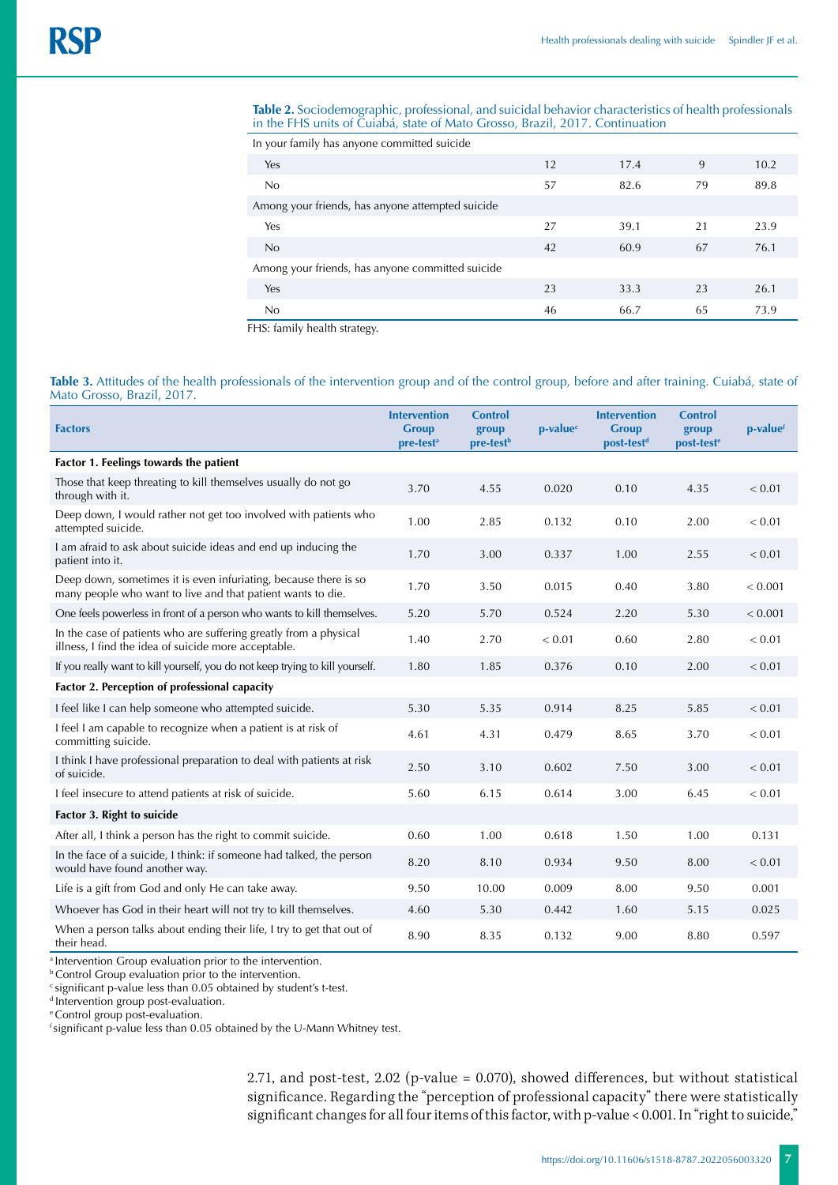**Table 2.** Sociodemographic, professional, and suicidal behavior characteristics of health professionals in the FHS units of Cuiabá, state of Mato Grosso, Brazil, 2017. Continuation

| | | | | |
|---|---|---|---|---|
| In your family has anyone committed suicide | | | | |
| Yes | 12 | 17.4 | 9 | 10.2 |
| No | 57 | 82.6 | 79 | 89.8 |
| Among your friends, has anyone attempted suicide | | | | |
| Yes | 27 | 39.1 | 21 | 23.9 |
| No | 42 | 60.9 | 67 | 76.1 |
| Among your friends, has anyone committed suicide | | | | |
| Yes | 23 | 33.3 | 23 | 26.1 |
| No | 46 | 66.7 | 65 | 73.9 |

FHS: family health strategy.

**Table 3.** Attitudes of the health professionals of the intervention group and of the control group, before and after training. Cuiabá, state of Mato Grosso, Brazil, 2017.

| Factors | Intervention Group pre-test[a] | Control group pre-test[b] | p-value[c] | Intervention Group post-test[d] | Control group post-test[e] | p-value[f] |
|---|---|---|---|---|---|---|
| **Factor 1. Feelings towards the patient** | | | | | | |
| Those that keep threating to kill themselves usually do not go through with it. | 3.70 | 4.55 | 0.020 | 0.10 | 4.35 | < 0.01 |
| Deep down, I would rather not get too involved with patients who attempted suicide. | 1.00 | 2.85 | 0.132 | 0.10 | 2.00 | < 0.01 |
| I am afraid to ask about suicide ideas and end up inducing the patient into it. | 1.70 | 3.00 | 0.337 | 1.00 | 2.55 | < 0.01 |
| Deep down, sometimes it is even infuriating, because there is so many people who want to live and that patient wants to die. | 1.70 | 3.50 | 0.015 | 0.40 | 3.80 | < 0.001 |
| One feels powerless in front of a person who wants to kill themselves. | 5.20 | 5.70 | 0.524 | 2.20 | 5.30 | < 0.001 |
| In the case of patients who are suffering greatly from a physical illness, I find the idea of suicide more acceptable. | 1.40 | 2.70 | < 0.01 | 0.60 | 2.80 | < 0.01 |
| If you really want to kill yourself, you do not keep trying to kill yourself. | 1.80 | 1.85 | 0.376 | 0.10 | 2.00 | < 0.01 |
| **Factor 2. Perception of professional capacity** | | | | | | |
| I feel like I can help someone who attempted suicide. | 5.30 | 5.35 | 0.914 | 8.25 | 5.85 | < 0.01 |
| I feel I am capable to recognize when a patient is at risk of committing suicide. | 4.61 | 4.31 | 0.479 | 8.65 | 3.70 | < 0.01 |
| I think I have professional preparation to deal with patients at risk of suicide. | 2.50 | 3.10 | 0.602 | 7.50 | 3.00 | < 0.01 |
| I feel insecure to attend patients at risk of suicide. | 5.60 | 6.15 | 0.614 | 3.00 | 6.45 | < 0.01 |
| **Factor 3. Right to suicide** | | | | | | |
| After all, I think a person has the right to commit suicide. | 0.60 | 1.00 | 0.618 | 1.50 | 1.00 | 0.131 |
| In the face of a suicide, I think: if someone had talked, the person would have found another way. | 8.20 | 8.10 | 0.934 | 9.50 | 8.00 | < 0.01 |
| Life is a gift from God and only He can take away. | 9.50 | 10.00 | 0.009 | 8.00 | 9.50 | 0.001 |
| Whoever has God in their heart will not try to kill themselves. | 4.60 | 5.30 | 0.442 | 1.60 | 5.15 | 0.025 |
| When a person talks about ending their life, I try to get that out of their head. | 8.90 | 8.35 | 0.132 | 9.00 | 8.80 | 0.597 |

[a] Intervention Group evaluation prior to the intervention.
[b] Control Group evaluation prior to the intervention.
[c] significant p-value less than 0.05 obtained by student's t-test.
[d] Intervention group post-evaluation.
[e] Control group post-evaluation.
[f] significant p-value less than 0.05 obtained by the U-Mann Whitney test.

2.71, and post-test, 2.02 (p-value = 0.070), showed differences, but without statistical significance. Regarding the "perception of professional capacity" there were statistically significant changes for all four items of this factor, with p-value < 0.001. In "right to suicide,"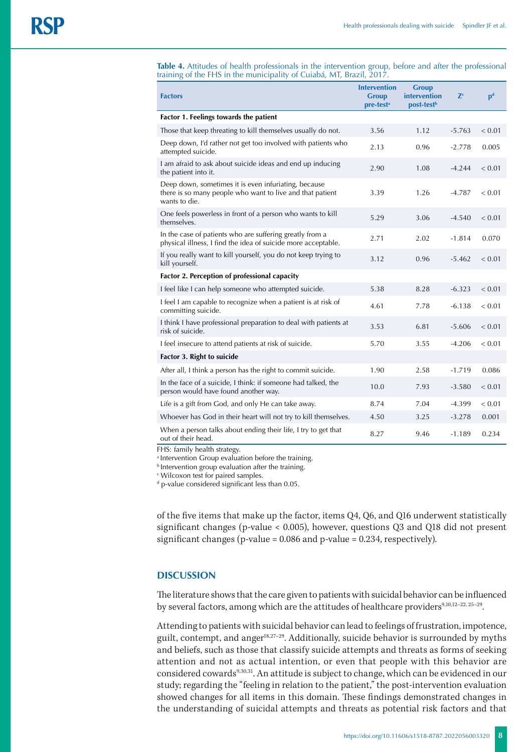**Table 4.** Attitudes of health professionals in the intervention group, before and after the professional training of the FHS in the municipality of Cuiabá, MT, Brazil, 2017.

| Factors | Intervention Group pre-test[a] | Group intervention post-test[b] | Z[c] | p[d] |
|---|---|---|---|---|
| **Factor 1. Feelings towards the patient** | | | | |
| Those that keep threating to kill themselves usually do not. | 3.56 | 1.12 | -5.763 | < 0.01 |
| Deep down, I'd rather not get too involved with patients who attempted suicide. | 2.13 | 0.96 | -2.778 | 0.005 |
| I am afraid to ask about suicide ideas and end up inducing the patient into it. | 2.90 | 1.08 | -4.244 | < 0.01 |
| Deep down, sometimes it is even infuriating, because there is so many people who want to live and that patient wants to die. | 3.39 | 1.26 | -4.787 | < 0.01 |
| One feels powerless in front of a person who wants to kill themselves. | 5.29 | 3.06 | -4.540 | < 0.01 |
| In the case of patients who are suffering greatly from a physical illness, I find the idea of suicide more acceptable. | 2.71 | 2.02 | -1.814 | 0.070 |
| If you really want to kill yourself, you do not keep trying to kill yourself. | 3.12 | 0.96 | -5.462 | < 0.01 |
| **Factor 2. Perception of professional capacity** | | | | |
| I feel like I can help someone who attempted suicide. | 5.38 | 8.28 | -6.323 | < 0.01 |
| I feel I am capable to recognize when a patient is at risk of committing suicide. | 4.61 | 7.78 | -6.138 | < 0.01 |
| I think I have professional preparation to deal with patients at risk of suicide. | 3.53 | 6.81 | -5.606 | < 0.01 |
| I feel insecure to attend patients at risk of suicide. | 5.70 | 3.55 | -4.206 | < 0.01 |
| **Factor 3. Right to suicide** | | | | |
| After all, I think a person has the right to commit suicide. | 1.90 | 2.58 | -1.719 | 0.086 |
| In the face of a suicide, I think: if someone had talked, the person would have found another way. | 10.0 | 7.93 | -3.580 | < 0.01 |
| Life is a gift from God, and only He can take away. | 8.74 | 7.04 | -4.399 | < 0.01 |
| Whoever has God in their heart will not try to kill themselves. | 4.50 | 3.25 | -3.278 | 0.001 |
| When a person talks about ending their life, I try to get that out of their head. | 8.27 | 9.46 | -1.189 | 0.234 |

FHS: family health strategy.
[a] Intervention Group evaluation before the training.
[b] Intervention group evaluation after the training.
[c] Wilcoxon test for paired samples.
[d] p-value considered significant less than 0.05.

of the five items that make up the factor, items Q4, Q6, and Q16 underwent statistically significant changes (p-value < 0.005), however, questions Q3 and Q18 did not present significant changes (p-value = 0.086 and p-value = 0.234, respectively).

## DISCUSSION

The literature shows that the care given to patients with suicidal behavior can be influenced by several factors, among which are the attitudes of healthcare providers[9,10,12–22, 25–29].

Attending to patients with suicidal behavior can lead to feelings of frustration, impotence, guilt, contempt, and anger[18,27–29]. Additionally, suicide behavior is surrounded by myths and beliefs, such as those that classify suicide attempts and threats as forms of seeking attention and not as actual intention, or even that people with this behavior are considered cowards[9,30,31]. An attitude is subject to change, which can be evidenced in our study; regarding the "feeling in relation to the patient," the post-intervention evaluation showed changes for all items in this domain. These findings demonstrated changes in the understanding of suicidal attempts and threats as potential risk factors and that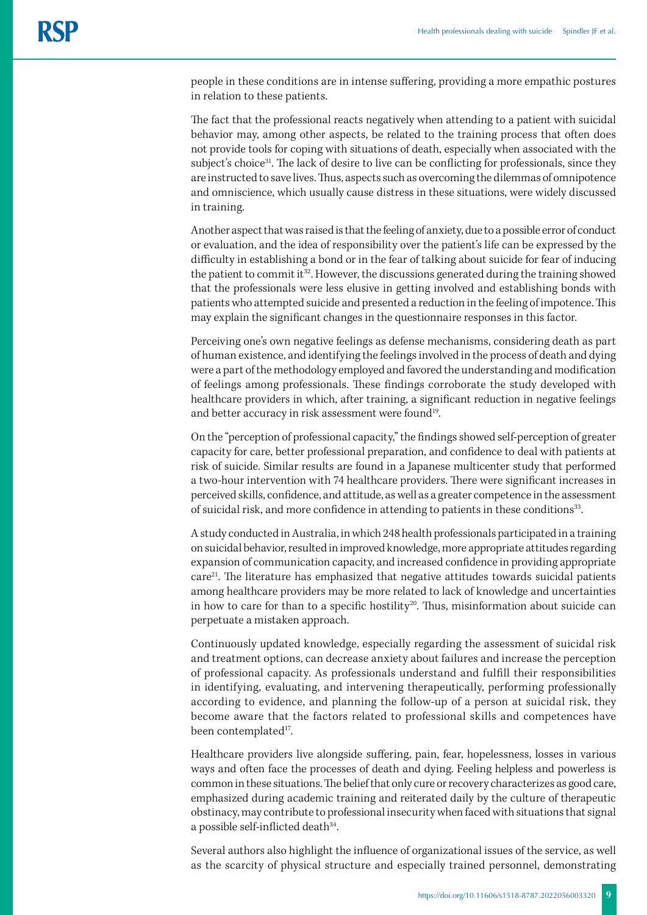people in these conditions are in intense suffering, providing a more empathic postures in relation to these patients.

The fact that the professional reacts negatively when attending to a patient with suicidal behavior may, among other aspects, be related to the training process that often does not provide tools for coping with situations of death, especially when associated with the subject's choice[31]. The lack of desire to live can be conflicting for professionals, since they are instructed to save lives. Thus, aspects such as overcoming the dilemmas of omnipotence and omniscience, which usually cause distress in these situations, were widely discussed in training.

Another aspect that was raised is that the feeling of anxiety, due to a possible error of conduct or evaluation, and the idea of responsibility over the patient's life can be expressed by the difficulty in establishing a bond or in the fear of talking about suicide for fear of inducing the patient to commit it[32]. However, the discussions generated during the training showed that the professionals were less elusive in getting involved and establishing bonds with patients who attempted suicide and presented a reduction in the feeling of impotence. This may explain the significant changes in the questionnaire responses in this factor.

Perceiving one's own negative feelings as defense mechanisms, considering death as part of human existence, and identifying the feelings involved in the process of death and dying were a part of the methodology employed and favored the understanding and modification of feelings among professionals. These findings corroborate the study developed with healthcare providers in which, after training, a significant reduction in negative feelings and better accuracy in risk assessment were found[19].

On the "perception of professional capacity," the findings showed self-perception of greater capacity for care, better professional preparation, and confidence to deal with patients at risk of suicide. Similar results are found in a Japanese multicenter study that performed a two-hour intervention with 74 healthcare providers. There were significant increases in perceived skills, confidence, and attitude, as well as a greater competence in the assessment of suicidal risk, and more confidence in attending to patients in these conditions[33].

A study conducted in Australia, in which 248 health professionals participated in a training on suicidal behavior, resulted in improved knowledge, more appropriate attitudes regarding expansion of communication capacity, and increased confidence in providing appropriate care[21]. The literature has emphasized that negative attitudes towards suicidal patients among healthcare providers may be more related to lack of knowledge and uncertainties in how to care for than to a specific hostility[20]. Thus, misinformation about suicide can perpetuate a mistaken approach.

Continuously updated knowledge, especially regarding the assessment of suicidal risk and treatment options, can decrease anxiety about failures and increase the perception of professional capacity. As professionals understand and fulfill their responsibilities in identifying, evaluating, and intervening therapeutically, performing professionally according to evidence, and planning the follow-up of a person at suicidal risk, they become aware that the factors related to professional skills and competences have been contemplated[17].

Healthcare providers live alongside suffering, pain, fear, hopelessness, losses in various ways and often face the processes of death and dying. Feeling helpless and powerless is common in these situations. The belief that only cure or recovery characterizes as good care, emphasized during academic training and reiterated daily by the culture of therapeutic obstinacy, may contribute to professional insecurity when faced with situations that signal a possible self-inflicted death[34].

Several authors also highlight the influence of organizational issues of the service, as well as the scarcity of physical structure and especially trained personnel, demonstrating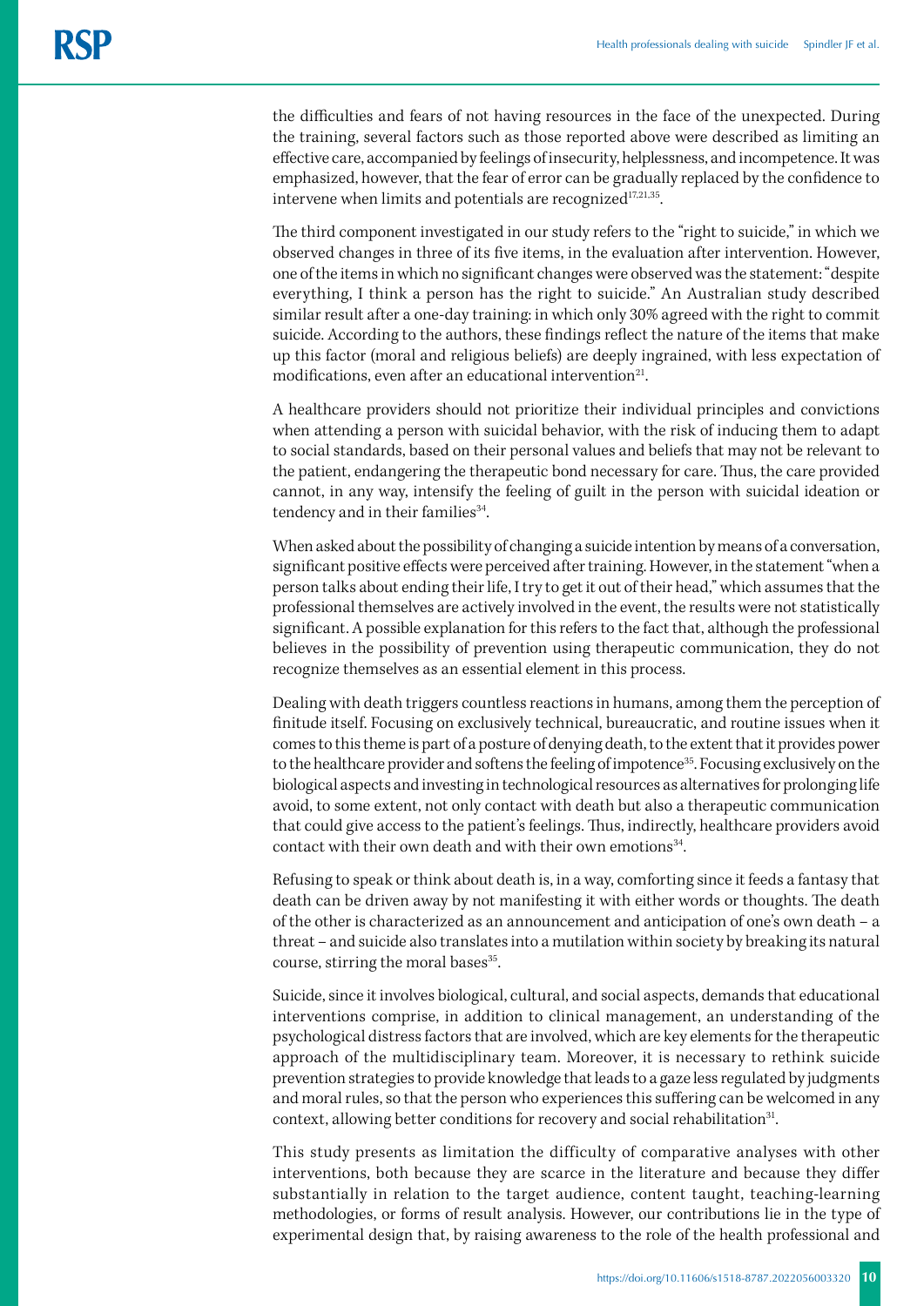the difficulties and fears of not having resources in the face of the unexpected. During the training, several factors such as those reported above were described as limiting an effective care, accompanied by feelings of insecurity, helplessness, and incompetence. It was emphasized, however, that the fear of error can be gradually replaced by the confidence to intervene when limits and potentials are recognized[17,21,35].

The third component investigated in our study refers to the "right to suicide," in which we observed changes in three of its five items, in the evaluation after intervention. However, one of the items in which no significant changes were observed was the statement: "despite everything, I think a person has the right to suicide." An Australian study described similar result after a one-day training: in which only 30% agreed with the right to commit suicide. According to the authors, these findings reflect the nature of the items that make up this factor (moral and religious beliefs) are deeply ingrained, with less expectation of modifications, even after an educational intervention[21].

A healthcare providers should not prioritize their individual principles and convictions when attending a person with suicidal behavior, with the risk of inducing them to adapt to social standards, based on their personal values and beliefs that may not be relevant to the patient, endangering the therapeutic bond necessary for care. Thus, the care provided cannot, in any way, intensify the feeling of guilt in the person with suicidal ideation or tendency and in their families[34].

When asked about the possibility of changing a suicide intention by means of a conversation, significant positive effects were perceived after training. However, in the statement "when a person talks about ending their life, I try to get it out of their head," which assumes that the professional themselves are actively involved in the event, the results were not statistically significant. A possible explanation for this refers to the fact that, although the professional believes in the possibility of prevention using therapeutic communication, they do not recognize themselves as an essential element in this process.

Dealing with death triggers countless reactions in humans, among them the perception of finitude itself. Focusing on exclusively technical, bureaucratic, and routine issues when it comes to this theme is part of a posture of denying death, to the extent that it provides power to the healthcare provider and softens the feeling of impotence[35]. Focusing exclusively on the biological aspects and investing in technological resources as alternatives for prolonging life avoid, to some extent, not only contact with death but also a therapeutic communication that could give access to the patient's feelings. Thus, indirectly, healthcare providers avoid contact with their own death and with their own emotions[34].

Refusing to speak or think about death is, in a way, comforting since it feeds a fantasy that death can be driven away by not manifesting it with either words or thoughts. The death of the other is characterized as an announcement and anticipation of one's own death – a threat – and suicide also translates into a mutilation within society by breaking its natural course, stirring the moral bases[35].

Suicide, since it involves biological, cultural, and social aspects, demands that educational interventions comprise, in addition to clinical management, an understanding of the psychological distress factors that are involved, which are key elements for the therapeutic approach of the multidisciplinary team. Moreover, it is necessary to rethink suicide prevention strategies to provide knowledge that leads to a gaze less regulated by judgments and moral rules, so that the person who experiences this suffering can be welcomed in any context, allowing better conditions for recovery and social rehabilitation[31].

This study presents as limitation the difficulty of comparative analyses with other interventions, both because they are scarce in the literature and because they differ substantially in relation to the target audience, content taught, teaching-learning methodologies, or forms of result analysis. However, our contributions lie in the type of experimental design that, by raising awareness to the role of the health professional and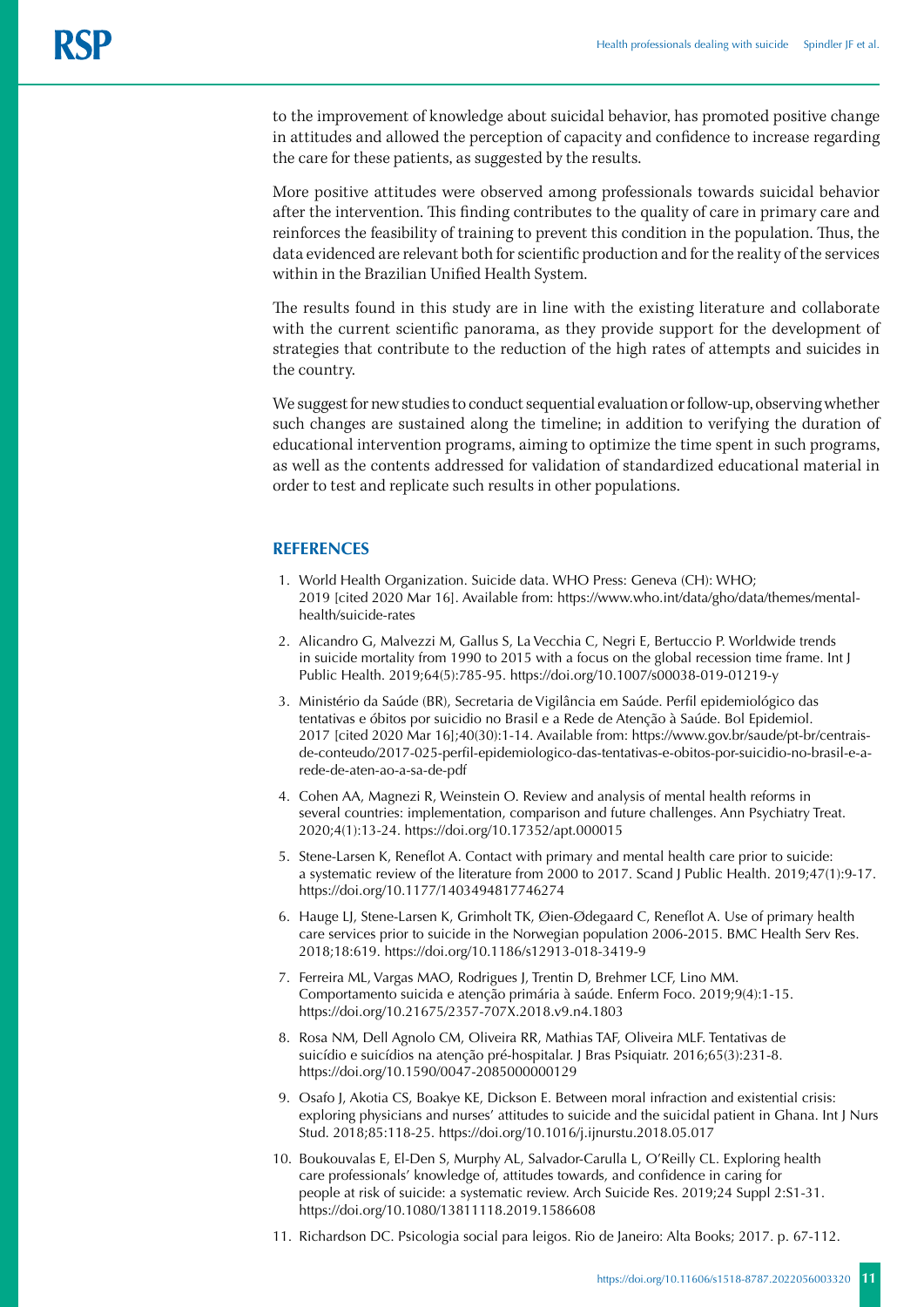to the improvement of knowledge about suicidal behavior, has promoted positive change in attitudes and allowed the perception of capacity and confidence to increase regarding the care for these patients, as suggested by the results.

More positive attitudes were observed among professionals towards suicidal behavior after the intervention. This finding contributes to the quality of care in primary care and reinforces the feasibility of training to prevent this condition in the population. Thus, the data evidenced are relevant both for scientific production and for the reality of the services within in the Brazilian Unified Health System.

The results found in this study are in line with the existing literature and collaborate with the current scientific panorama, as they provide support for the development of strategies that contribute to the reduction of the high rates of attempts and suicides in the country.

We suggest for new studies to conduct sequential evaluation or follow-up, observing whether such changes are sustained along the timeline; in addition to verifying the duration of educational intervention programs, aiming to optimize the time spent in such programs, as well as the contents addressed for validation of standardized educational material in order to test and replicate such results in other populations.

## REFERENCES

1. World Health Organization. Suicide data. WHO Press: Geneva (CH): WHO; 2019 [cited 2020 Mar 16]. Available from: https://www.who.int/data/gho/data/themes/mental-health/suicide-rates
2. Alicandro G, Malvezzi M, Gallus S, La Vecchia C, Negri E, Bertuccio P. Worldwide trends in suicide mortality from 1990 to 2015 with a focus on the global recession time frame. Int J Public Health. 2019;64(5):785-95. https://doi.org/10.1007/s00038-019-01219-y
3. Ministério da Saúde (BR), Secretaria de Vigilância em Saúde. Perfil epidemiológico das tentativas e óbitos por suicidio no Brasil e a Rede de Atenção à Saúde. Bol Epidemiol. 2017 [cited 2020 Mar 16];40(30):1-14. Available from: https://www.gov.br/saude/pt-br/centrais-de-conteudo/2017-025-perfil-epidemiologico-das-tentativas-e-obitos-por-suicidio-no-brasil-e-a-rede-de-aten-ao-a-sa-de-pdf
4. Cohen AA, Magnezi R, Weinstein O. Review and analysis of mental health reforms in several countries: implementation, comparison and future challenges. Ann Psychiatry Treat. 2020;4(1):13-24. https://doi.org/10.17352/apt.000015
5. Stene-Larsen K, Reneflot A. Contact with primary and mental health care prior to suicide: a systematic review of the literature from 2000 to 2017. Scand J Public Health. 2019;47(1):9-17. https://doi.org/10.1177/1403494817746274
6. Hauge LJ, Stene-Larsen K, Grimholt TK, Øien-Ødegaard C, Reneflot A. Use of primary health care services prior to suicide in the Norwegian population 2006-2015. BMC Health Serv Res. 2018;18:619. https://doi.org/10.1186/s12913-018-3419-9
7. Ferreira ML, Vargas MAO, Rodrigues J, Trentin D, Brehmer LCF, Lino MM. Comportamento suicida e atenção primária à saúde. Enferm Foco. 2019;9(4):1-15. https://doi.org/10.21675/2357-707X.2018.v9.n4.1803
8. Rosa NM, Dell Agnolo CM, Oliveira RR, Mathias TAF, Oliveira MLF. Tentativas de suicídio e suicídios na atenção pré-hospitalar. J Bras Psiquiatr. 2016;65(3):231-8. https://doi.org/10.1590/0047-2085000000129
9. Osafo J, Akotia CS, Boakye KE, Dickson E. Between moral infraction and existential crisis: exploring physicians and nurses' attitudes to suicide and the suicidal patient in Ghana. Int J Nurs Stud. 2018;85:118-25. https://doi.org/10.1016/j.ijnurstu.2018.05.017
10. Boukouvalas E, El-Den S, Murphy AL, Salvador-Carulla L, O'Reilly CL. Exploring health care professionals' knowledge of, attitudes towards, and confidence in caring for people at risk of suicide: a systematic review. Arch Suicide Res. 2019;24 Suppl 2:S1-31. https://doi.org/10.1080/13811118.2019.1586608
11. Richardson DC. Psicologia social para leigos. Rio de Janeiro: Alta Books; 2017. p. 67-112.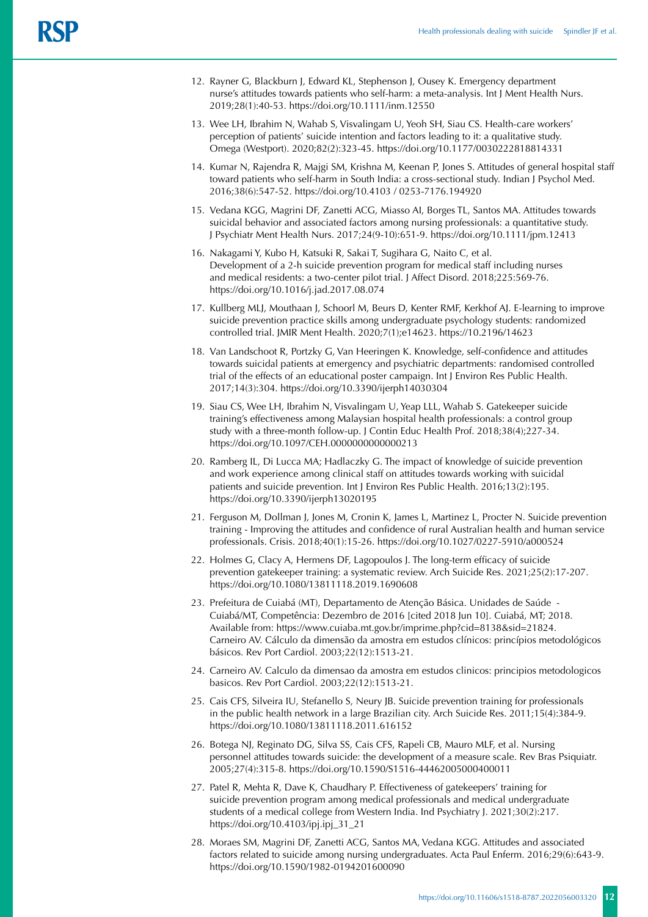12. Rayner G, Blackburn J, Edward KL, Stephenson J, Ousey K. Emergency department nurse's attitudes towards patients who self-harm: a meta-analysis. Int J Ment Health Nurs. 2019;28(1):40-53. https://doi.org/10.1111/inm.12550
13. Wee LH, Ibrahim N, Wahab S, Visvalingam U, Yeoh SH, Siau CS. Health-care workers' perception of patients' suicide intention and factors leading to it: a qualitative study. Omega (Westport). 2020;82(2):323-45. https://doi.org/10.1177/0030222818814331
14. Kumar N, Rajendra R, Majgi SM, Krishna M, Keenan P, Jones S. Attitudes of general hospital staff toward patients who self-harm in South India: a cross-sectional study. Indian J Psychol Med. 2016;38(6):547-52. https://doi.org/10.4103 / 0253-7176.194920
15. Vedana KGG, Magrini DF, Zanetti ACG, Miasso AI, Borges TL, Santos MA. Attitudes towards suicidal behavior and associated factors among nursing professionals: a quantitative study. J Psychiatr Ment Health Nurs. 2017;24(9-10):651-9. https://doi.org/10.1111/jpm.12413
16. Nakagami Y, Kubo H, Katsuki R, Sakai T, Sugihara G, Naito C, et al. Development of a 2-h suicide prevention program for medical staff including nurses and medical residents: a two-center pilot trial. J Affect Disord. 2018;225:569-76. https://doi.org/10.1016/j.jad.2017.08.074
17. Kullberg MLJ, Mouthaan J, Schoorl M, Beurs D, Kenter RMF, Kerkhof AJ. E-learning to improve suicide prevention practice skills among undergraduate psychology students: randomized controlled trial. JMIR Ment Health. 2020;7(1);e14623. https://10.2196/14623
18. Van Landschoot R, Portzky G, Van Heeringen K. Knowledge, self-confidence and attitudes towards suicidal patients at emergency and psychiatric departments: randomised controlled trial of the effects of an educational poster campaign. Int J Environ Res Public Health. 2017;14(3):304. https://doi.org/10.3390/ijerph14030304
19. Siau CS, Wee LH, Ibrahim N, Visvalingam U, Yeap LLL, Wahab S. Gatekeeper suicide training's effectiveness among Malaysian hospital health professionals: a control group study with a three-month follow-up. J Contin Educ Health Prof. 2018;38(4);227-34. https://doi.org/10.1097/CEH.0000000000000213
20. Ramberg IL, Di Lucca MA; Hadlaczky G. The impact of knowledge of suicide prevention and work experience among clinical staff on attitudes towards working with suicidal patients and suicide prevention. Int J Environ Res Public Health. 2016;13(2):195. https://doi.org/10.3390/ijerph13020195
21. Ferguson M, Dollman J, Jones M, Cronin K, James L, Martinez L, Procter N. Suicide prevention training - Improving the attitudes and confidence of rural Australian health and human service professionals. Crisis. 2018;40(1):15-26. https://doi.org/10.1027/0227-5910/a000524
22. Holmes G, Clacy A, Hermens DF, Lagopoulos J. The long-term efficacy of suicide prevention gatekeeper training: a systematic review. Arch Suicide Res. 2021;25(2):17-207. https://doi.org/10.1080/13811118.2019.1690608
23. Prefeitura de Cuiabá (MT), Departamento de Atenção Básica. Unidades de Saúde - Cuiabá/MT, Competência: Dezembro de 2016 [cited 2018 Jun 10]. Cuiabá, MT; 2018. Available from: https://www.cuiaba.mt.gov.br/imprime.php?cid=8138&sid=21824. Carneiro AV. Cálculo da dimensão da amostra em estudos clínicos: princípios metodológicos básicos. Rev Port Cardiol. 2003;22(12):1513-21.
24. Carneiro AV. Calculo da dimensao da amostra em estudos clinicos: principios metodologicos basicos. Rev Port Cardiol. 2003;22(12):1513-21.
25. Cais CFS, Silveira IU, Stefanello S, Neury JB. Suicide prevention training for professionals in the public health network in a large Brazilian city. Arch Suicide Res. 2011;15(4):384-9. https://doi.org/10.1080/13811118.2011.616152
26. Botega NJ, Reginato DG, Silva SS, Cais CFS, Rapeli CB, Mauro MLF, et al. Nursing personnel attitudes towards suicide: the development of a measure scale. Rev Bras Psiquiatr. 2005;27(4):315-8. https://doi.org/10.1590/S1516-44462005000400011
27. Patel R, Mehta R, Dave K, Chaudhary P. Effectiveness of gatekeepers' training for suicide prevention program among medical professionals and medical undergraduate students of a medical college from Western India. Ind Psychiatry J. 2021;30(2):217. https://doi.org/10.4103/ipj.ipj_31_21
28. Moraes SM, Magrini DF, Zanetti ACG, Santos MA, Vedana KGG. Attitudes and associated factors related to suicide among nursing undergraduates. Acta Paul Enferm. 2016;29(6):643-9. https://doi.org/10.1590/1982-0194201600090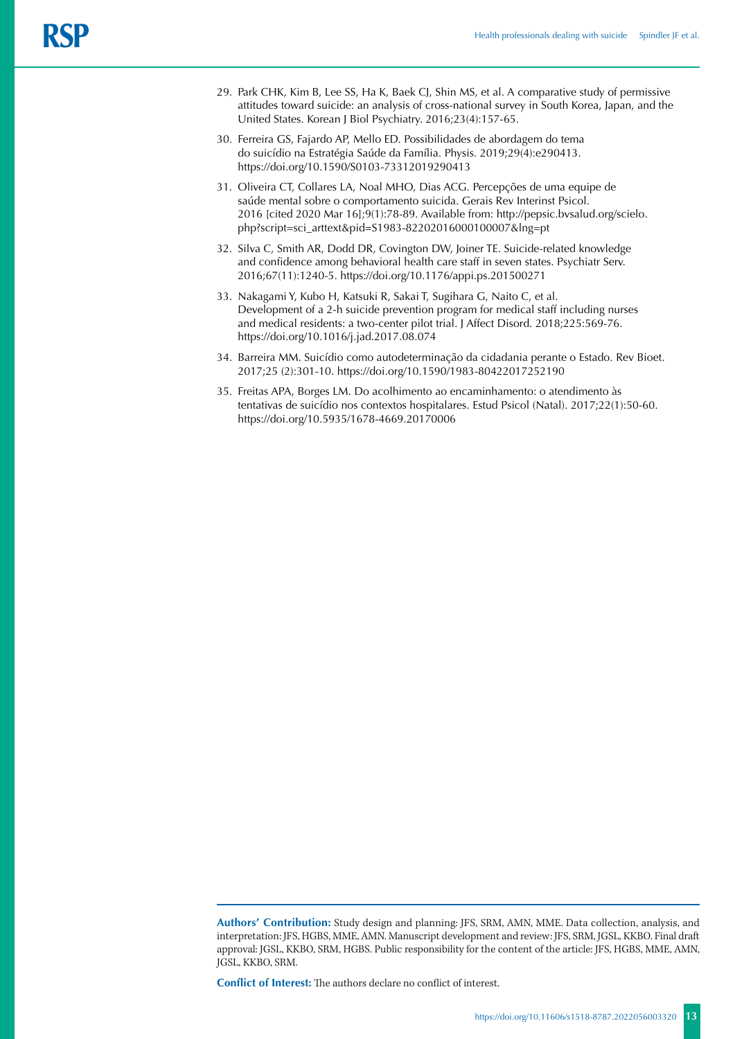29. Park CHK, Kim B, Lee SS, Ha K, Baek CJ, Shin MS, et al. A comparative study of permissive attitudes toward suicide: an analysis of cross-national survey in South Korea, Japan, and the United States. Korean J Biol Psychiatry. 2016;23(4):157-65.

30. Ferreira GS, Fajardo AP, Mello ED. Possibilidades de abordagem do tema do suicídio na Estratégia Saúde da Família. Physis. 2019;29(4):e290413. https://doi.org/10.1590/S0103-73312019290413

31. Oliveira CT, Collares LA, Noal MHO, Dias ACG. Percepções de uma equipe de saúde mental sobre o comportamento suicida. Gerais Rev Interinst Psicol. 2016 [cited 2020 Mar 16];9(1):78-89. Available from: http://pepsic.bvsalud.org/scielo.php?script=sci_arttext&pid=S1983-82202016000100007&lng=pt

32. Silva C, Smith AR, Dodd DR, Covington DW, Joiner TE. Suicide-related knowledge and confidence among behavioral health care staff in seven states. Psychiatr Serv. 2016;67(11):1240-5. https://doi.org/10.1176/appi.ps.201500271

33. Nakagami Y, Kubo H, Katsuki R, Sakai T, Sugihara G, Naito C, et al. Development of a 2-h suicide prevention program for medical staff including nurses and medical residents: a two-center pilot trial. J Affect Disord. 2018;225:569-76. https://doi.org/10.1016/j.jad.2017.08.074

34. Barreira MM. Suicídio como autodeterminação da cidadania perante o Estado. Rev Bioet. 2017;25 (2):301-10. https://doi.org/10.1590/1983-80422017252190

35. Freitas APA, Borges LM. Do acolhimento ao encaminhamento: o atendimento às tentativas de suicídio nos contextos hospitalares. Estud Psicol (Natal). 2017;22(1):50-60. https://doi.org/10.5935/1678-4669.20170006

**Authors' Contribution:** Study design and planning: JFS, SRM, AMN, MME. Data collection, analysis, and interpretation: JFS, HGBS, MME, AMN. Manuscript development and review: JFS, SRM, JGSL, KKBO. Final draft approval: JGSL, KKBO, SRM, HGBS. Public responsibility for the content of the article: JFS, HGBS, MME, AMN, JGSL, KKBO, SRM.

**Conflict of Interest:** The authors declare no conflict of interest.